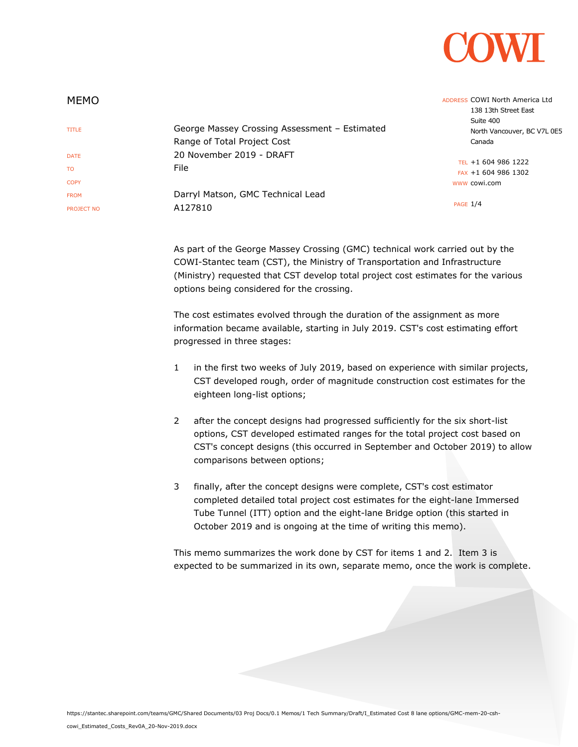COWI

# MEMO

| | |
|---|---|
| TITLE | George Massey Crossing Assessment – Estimated Range of Total Project Cost |
| DATE | 20 November 2019 - DRAFT |
| TO | File |
| COPY | |
| FROM | Darryl Matson, GMC Technical Lead |
| PROJECT NO | A127810 |

ADDRESS COWI North America Ltd
138 13th Street East
Suite 400
North Vancouver, BC V7L 0E5
Canada

TEL +1 604 986 1222
FAX +1 604 986 1302
WWW cowi.com

As part of the George Massey Crossing (GMC) technical work carried out by the COWI-Stantec team (CST), the Ministry of Transportation and Infrastructure (Ministry) requested that CST develop total project cost estimates for the various options being considered for the crossing.

The cost estimates evolved through the duration of the assignment as more information became available, starting in July 2019. CST's cost estimating effort progressed in three stages:

1. in the first two weeks of July 2019, based on experience with similar projects, CST developed rough, order of magnitude construction cost estimates for the eighteen long-list options;

2. after the concept designs had progressed sufficiently for the six short-list options, CST developed estimated ranges for the total project cost based on CST's concept designs (this occurred in September and October 2019) to allow comparisons between options;

3. finally, after the concept designs were complete, CST's cost estimator completed detailed total project cost estimates for the eight-lane Immersed Tube Tunnel (ITT) option and the eight-lane Bridge option (this started in October 2019 and is ongoing at the time of writing this memo).

This memo summarizes the work done by CST for items 1 and 2. Item 3 is expected to be summarized in its own, separate memo, once the work is complete.

https://stantec.sharepoint.com/teams/GMC/Shared Documents/03 Proj Docs/0.1 Memos/1 Tech Summary/Draft/I_Estimated Cost 8 lane options/GMC-mem-20-csh-cowi_Estimated_Costs_Rev0A_20-Nov-2019.docx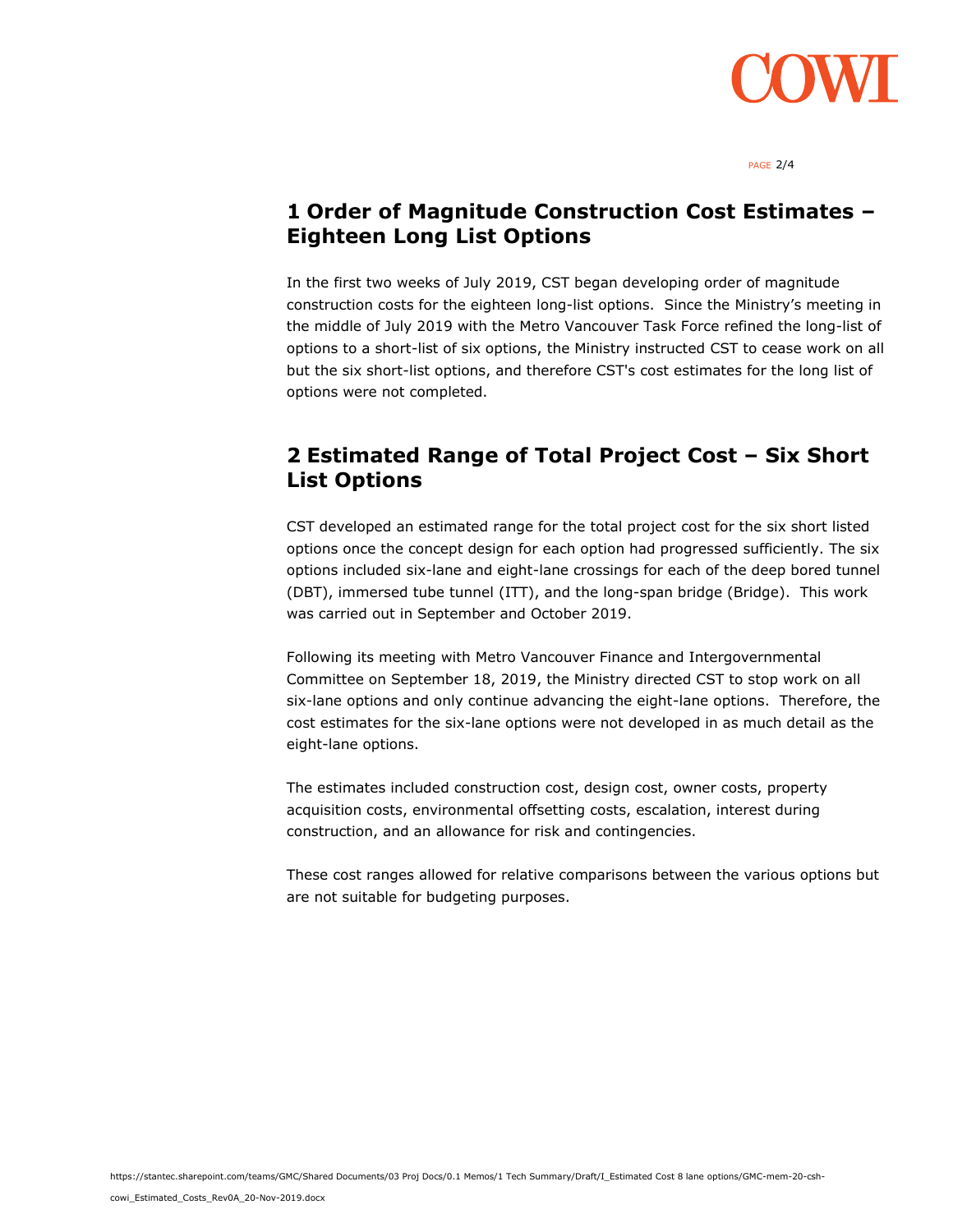# 1 Order of Magnitude Construction Cost Estimates – Eighteen Long List Options

In the first two weeks of July 2019, CST began developing order of magnitude construction costs for the eighteen long-list options. Since the Ministry's meeting in the middle of July 2019 with the Metro Vancouver Task Force refined the long-list of options to a short-list of six options, the Ministry instructed CST to cease work on all but the six short-list options, and therefore CST's cost estimates for the long list of options were not completed.

# 2 Estimated Range of Total Project Cost – Six Short List Options

CST developed an estimated range for the total project cost for the six short listed options once the concept design for each option had progressed sufficiently. The six options included six-lane and eight-lane crossings for each of the deep bored tunnel (DBT), immersed tube tunnel (ITT), and the long-span bridge (Bridge). This work was carried out in September and October 2019.

Following its meeting with Metro Vancouver Finance and Intergovernmental Committee on September 18, 2019, the Ministry directed CST to stop work on all six-lane options and only continue advancing the eight-lane options. Therefore, the cost estimates for the six-lane options were not developed in as much detail as the eight-lane options.

The estimates included construction cost, design cost, owner costs, property acquisition costs, environmental offsetting costs, escalation, interest during construction, and an allowance for risk and contingencies.

These cost ranges allowed for relative comparisons between the various options but are not suitable for budgeting purposes.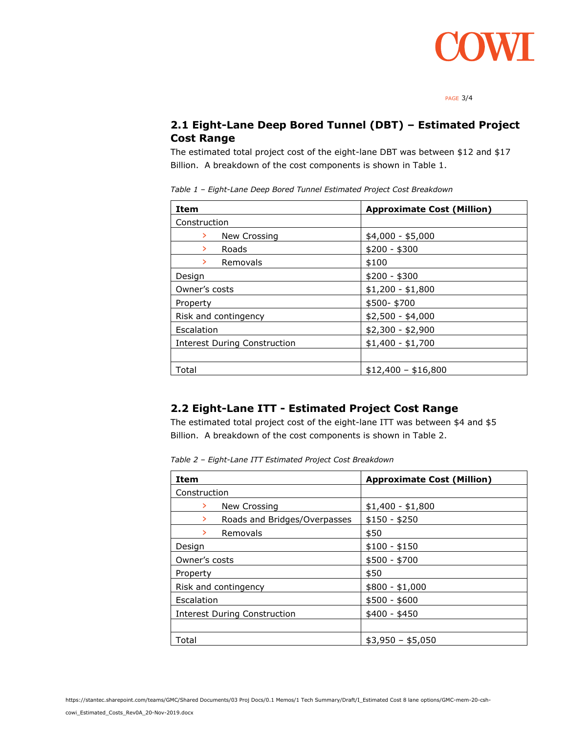## 2.1 Eight-Lane Deep Bored Tunnel (DBT) – Estimated Project Cost Range

The estimated total project cost of the eight-lane DBT was between $12 and $17 Billion. A breakdown of the cost components is shown in Table 1.

*Table 1 – Eight-Lane Deep Bored Tunnel Estimated Project Cost Breakdown*

| Item | Approximate Cost (Million) |
|---|---|
| Construction | |
| › New Crossing | $4,000 - $5,000 |
| › Roads | $200 - $300 |
| › Removals | $100 |
| Design | $200 - $300 |
| Owner's costs | $1,200 - $1,800 |
| Property | $500- $700 |
| Risk and contingency | $2,500 - $4,000 |
| Escalation | $2,300 - $2,900 |
| Interest During Construction | $1,400 - $1,700 |
| | |
| Total | $12,400 – $16,800 |

## 2.2 Eight-Lane ITT - Estimated Project Cost Range

The estimated total project cost of the eight-lane ITT was between $4 and $5 Billion. A breakdown of the cost components is shown in Table 2.

*Table 2 – Eight-Lane ITT Estimated Project Cost Breakdown*

| Item | Approximate Cost (Million) |
|---|---|
| Construction | |
| › New Crossing | $1,400 - $1,800 |
| › Roads and Bridges/Overpasses | $150 - $250 |
| › Removals | $50 |
| Design | $100 - $150 |
| Owner's costs | $500 - $700 |
| Property | $50 |
| Risk and contingency | $800 - $1,000 |
| Escalation | $500 - $600 |
| Interest During Construction | $400 - $450 |
| | |
| Total | $3,950 – $5,050 |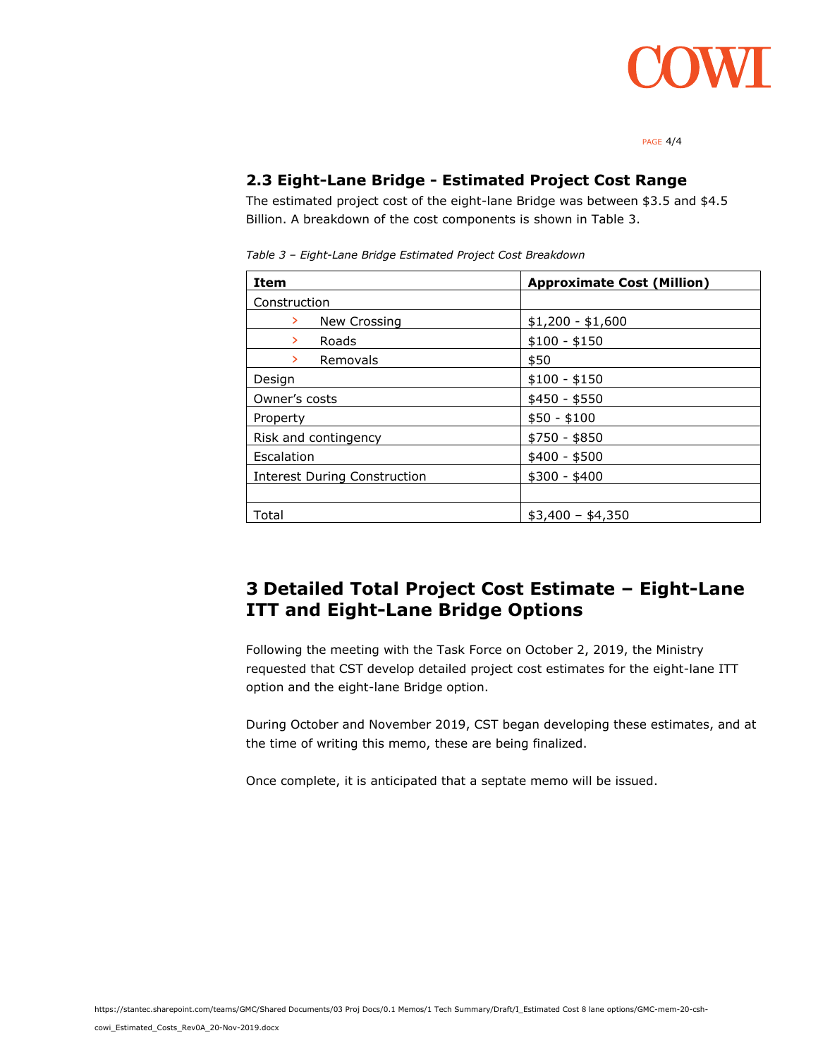## 2.3 Eight-Lane Bridge - Estimated Project Cost Range

The estimated project cost of the eight-lane Bridge was between $3.5 and $4.5 Billion. A breakdown of the cost components is shown in Table 3.

*Table 3 – Eight-Lane Bridge Estimated Project Cost Breakdown*

| **Item** | **Approximate Cost (Million)** |
|---|---|
| Construction | |
| › New Crossing | $1,200 - $1,600 |
| › Roads | $100 - $150 |
| › Removals | $50 |
| Design | $100 - $150 |
| Owner's costs | $450 - $550 |
| Property | $50 - $100 |
| Risk and contingency | $750 - $850 |
| Escalation | $400 - $500 |
| Interest During Construction | $300 - $400 |
| | |
| Total | $3,400 – $4,350 |

# 3 Detailed Total Project Cost Estimate – Eight-Lane ITT and Eight-Lane Bridge Options

Following the meeting with the Task Force on October 2, 2019, the Ministry requested that CST develop detailed project cost estimates for the eight-lane ITT option and the eight-lane Bridge option.

During October and November 2019, CST began developing these estimates, and at the time of writing this memo, these are being finalized.

Once complete, it is anticipated that a septate memo will be issued.